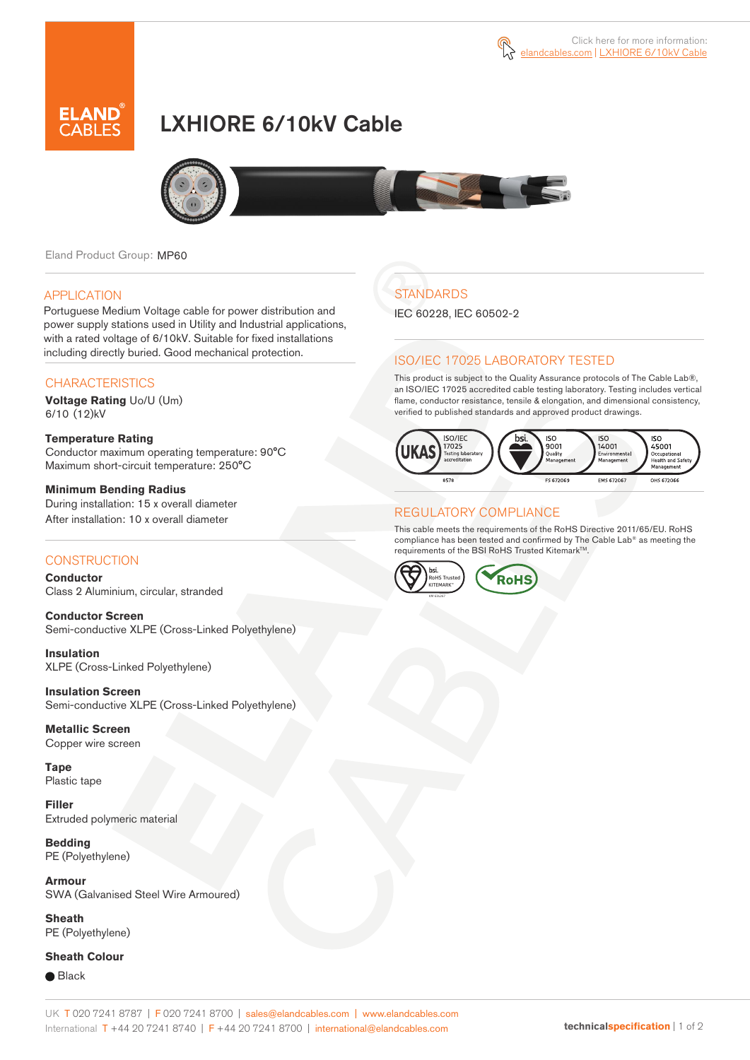Click here for more information:
elandcables.com | LXHIORE 6/10kV Cable

# LXHIORE 6/10kV Cable

Eland Product Group: MP60

## APPLICATION

Portuguese Medium Voltage cable for power distribution and power supply stations used in Utility and Industrial applications, with a rated voltage of 6/10kV. Suitable for fixed installations including directly buried. Good mechanical protection.

## CHARACTERISTICS

**Voltage Rating** Uo/U (Um)
6/10 (12)kV

**Temperature Rating**
Conductor maximum operating temperature: 90°C
Maximum short-circuit temperature: 250°C

**Minimum Bending Radius**
During installation: 15 x overall diameter
After installation: 10 x overall diameter

## CONSTRUCTION

**Conductor**
Class 2 Aluminium, circular, stranded

**Conductor Screen**
Semi-conductive XLPE (Cross-Linked Polyethylene)

**Insulation**
XLPE (Cross-Linked Polyethylene)

**Insulation Screen**
Semi-conductive XLPE (Cross-Linked Polyethylene)

**Metallic Screen**
Copper wire screen

**Tape**
Plastic tape

**Filler**
Extruded polymeric material

**Bedding**
PE (Polyethylene)

**Armour**
SWA (Galvanised Steel Wire Armoured)

**Sheath**
PE (Polyethylene)

**Sheath Colour**
● Black

## STANDARDS

IEC 60228, IEC 60502-2

## ISO/IEC 17025 LABORATORY TESTED

This product is subject to the Quality Assurance protocols of The Cable Lab®, an ISO/IEC 17025 accredited cable testing laboratory. Testing includes vertical flame, conductor resistance, tensile & elongation, and dimensional consistency, verified to published standards and approved product drawings.

UKAS ISO/IEC 17025 Testing laboratory accreditation 8578 | bsi. ISO 9001 Quality Management FS 672069 | ISO 14001 Environmental Management EMS 672067 | ISO 45001 Occupational Health and Safety Management OHS 672066

## REGULATORY COMPLIANCE

This cable meets the requirements of the RoHS Directive 2011/65/EU. RoHS compliance has been tested and confirmed by The Cable Lab® as meeting the requirements of the BSI RoHS Trusted Kitemark™.

bsi. RoHS Trusted KITEMARK™ | RoHS

UK T 020 7241 8787 | F 020 7241 8700 | sales@elandcables.com | www.elandcables.com
International T +44 20 7241 8740 | F +44 20 7241 8700 | international@elandcables.com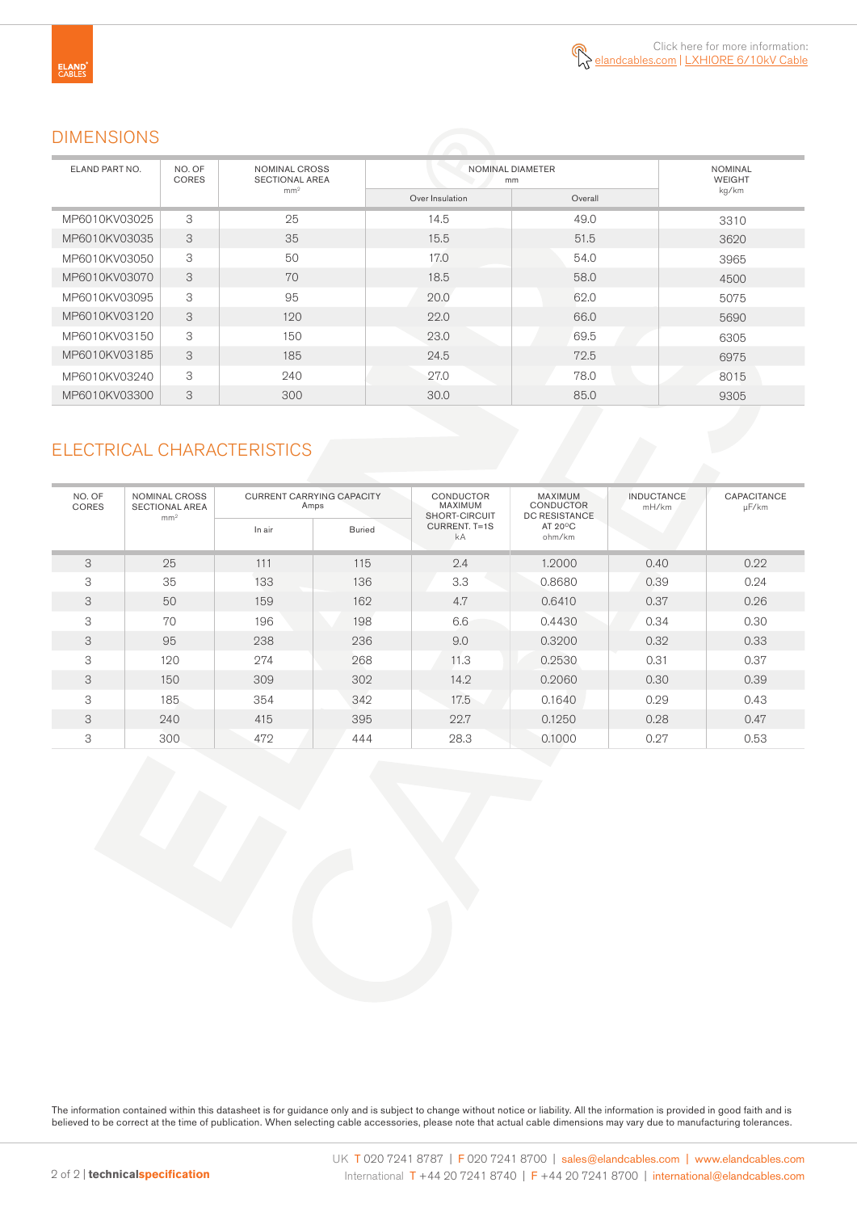Click here for more information:
elandcables.com | LXHIORE 6/10kV Cable

## DIMENSIONS

| ELAND PART NO. | NO. OF CORES | NOMINAL CROSS SECTIONAL AREA mm² | NOMINAL DIAMETER mm | | NOMINAL WEIGHT kg/km |
|---|---|---|---|---|---|
| | | | Over Insulation | Overall | |
| MP6010KV03025 | 3 | 25 | 14.5 | 49.0 | 3310 |
| MP6010KV03035 | 3 | 35 | 15.5 | 51.5 | 3620 |
| MP6010KV03050 | 3 | 50 | 17.0 | 54.0 | 3965 |
| MP6010KV03070 | 3 | 70 | 18.5 | 58.0 | 4500 |
| MP6010KV03095 | 3 | 95 | 20.0 | 62.0 | 5075 |
| MP6010KV03120 | 3 | 120 | 22.0 | 66.0 | 5690 |
| MP6010KV03150 | 3 | 150 | 23.0 | 69.5 | 6305 |
| MP6010KV03185 | 3 | 185 | 24.5 | 72.5 | 6975 |
| MP6010KV03240 | 3 | 240 | 27.0 | 78.0 | 8015 |
| MP6010KV03300 | 3 | 300 | 30.0 | 85.0 | 9305 |

## ELECTRICAL CHARACTERISTICS

| NO. OF CORES | NOMINAL CROSS SECTIONAL AREA mm² | CURRENT CARRYING CAPACITY Amps | | CONDUCTOR MAXIMUM SHORT-CIRCUIT CURRENT. T=1S kA | MAXIMUM CONDUCTOR DC RESISTANCE AT 20°C ohm/km | INDUCTANCE mH/km | CAPACITANCE μF/km |
|---|---|---|---|---|---|---|---|
| | | In air | Buried | | | | |
| 3 | 25 | 111 | 115 | 2.4 | 1.2000 | 0.40 | 0.22 |
| 3 | 35 | 133 | 136 | 3.3 | 0.8680 | 0.39 | 0.24 |
| 3 | 50 | 159 | 162 | 4.7 | 0.6410 | 0.37 | 0.26 |
| 3 | 70 | 196 | 198 | 6.6 | 0.4430 | 0.34 | 0.30 |
| 3 | 95 | 238 | 236 | 9.0 | 0.3200 | 0.32 | 0.33 |
| 3 | 120 | 274 | 268 | 11.3 | 0.2530 | 0.31 | 0.37 |
| 3 | 150 | 309 | 302 | 14.2 | 0.2060 | 0.30 | 0.39 |
| 3 | 185 | 354 | 342 | 17.5 | 0.1640 | 0.29 | 0.43 |
| 3 | 240 | 415 | 395 | 22.7 | 0.1250 | 0.28 | 0.47 |
| 3 | 300 | 472 | 444 | 28.3 | 0.1000 | 0.27 | 0.53 |

The information contained within this datasheet is for guidance only and is subject to change without notice or liability. All the information is provided in good faith and is believed to be correct at the time of publication. When selecting cable accessories, please note that actual cable dimensions may vary due to manufacturing tolerances.

UK T 020 7241 8787 | F 020 7241 8700 | sales@elandcables.com | www.elandcables.com
International T +44 20 7241 8740 | F +44 20 7241 8700 | international@elandcables.com